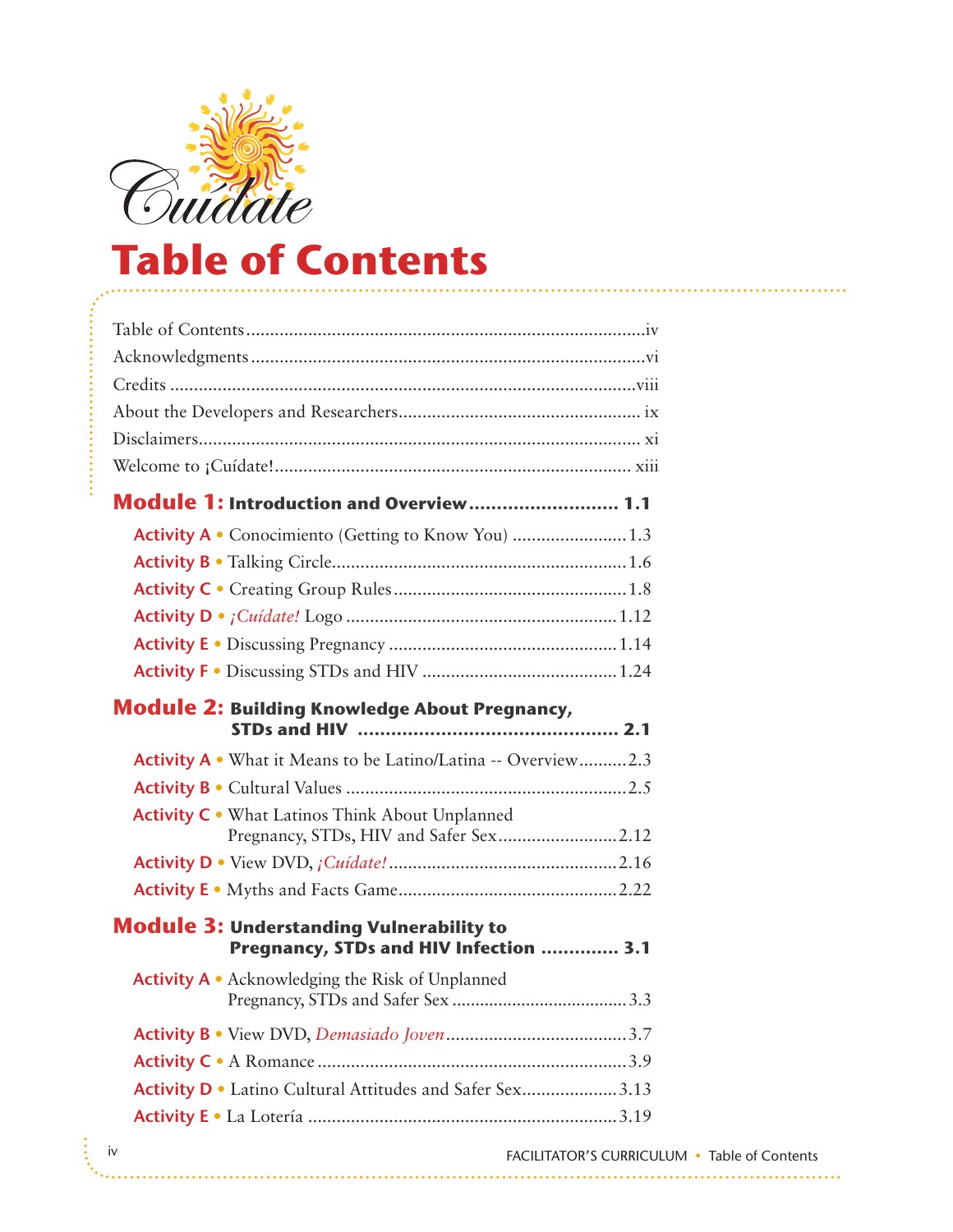¡Cuídate!

# Table of Contents

Table of Contents .......... iv
Acknowledgments .......... vi
Credits .......... viii
About the Developers and Researchers .......... ix
Disclaimers .......... xi
Welcome to ¡Cuídate! .......... xiii

## Module 1: Introduction and Overview .......... 1.1

- **Activity A** • Conocimiento (Getting to Know You) .......... 1.3
- **Activity B** • Talking Circle .......... 1.6
- **Activity C** • Creating Group Rules .......... 1.8
- **Activity D** • *¡Cuídate!* Logo .......... 1.12
- **Activity E** • Discussing Pregnancy .......... 1.14
- **Activity F** • Discussing STDs and HIV .......... 1.24

## Module 2: Building Knowledge About Pregnancy, STDs and HIV .......... 2.1

- **Activity A** • What it Means to be Latino/Latina -- Overview .......... 2.3
- **Activity B** • Cultural Values .......... 2.5
- **Activity C** • What Latinos Think About Unplanned Pregnancy, STDs, HIV and Safer Sex .......... 2.12
- **Activity D** • View DVD, *¡Cuídate!* .......... 2.16
- **Activity E** • Myths and Facts Game .......... 2.22

## Module 3: Understanding Vulnerability to Pregnancy, STDs and HIV Infection .......... 3.1

- **Activity A** • Acknowledging the Risk of Unplanned Pregnancy, STDs and Safer Sex .......... 3.3
- **Activity B** • View DVD, *Demasiado Joven* .......... 3.7
- **Activity C** • A Romance .......... 3.9
- **Activity D** • Latino Cultural Attitudes and Safer Sex .......... 3.13
- **Activity E** • La Lotería .......... 3.19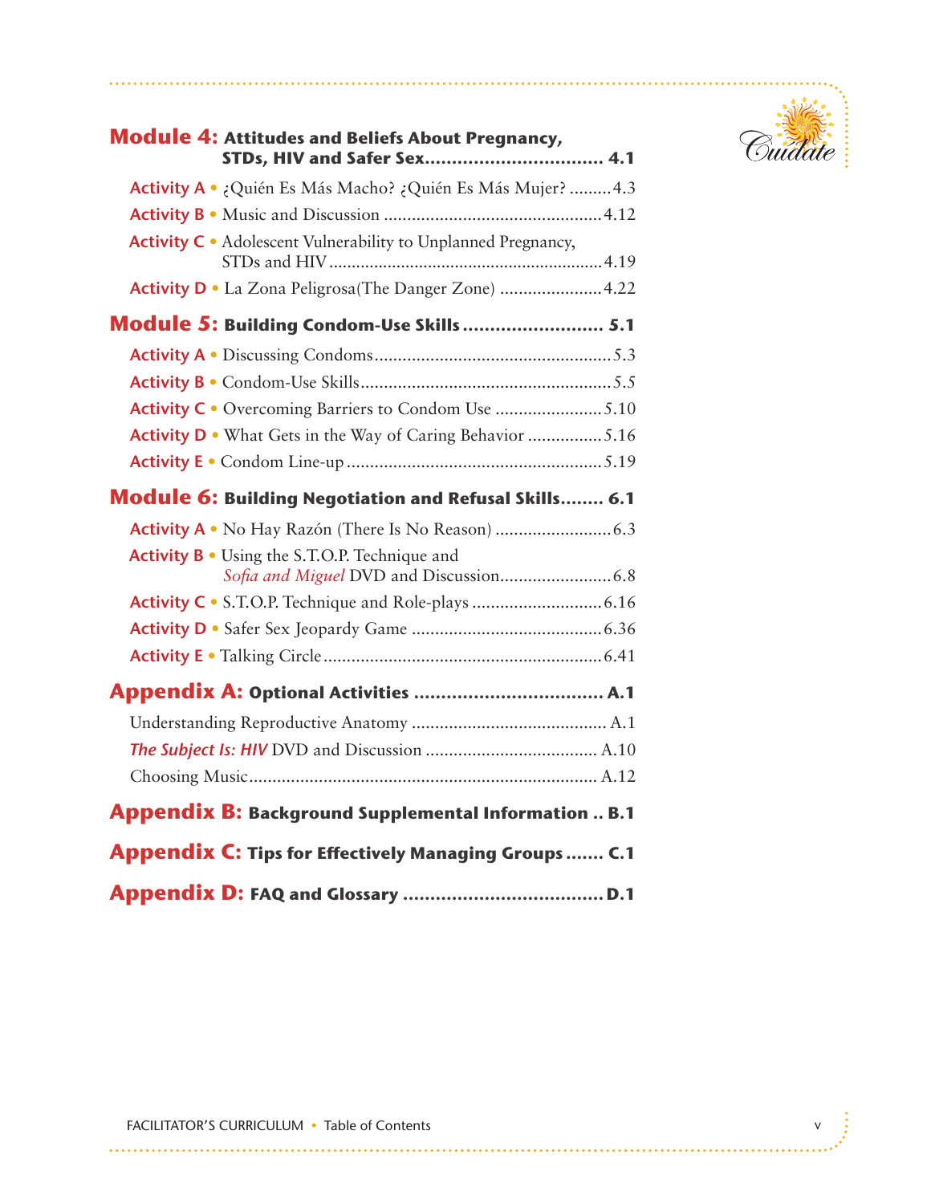## Module 4: Attitudes and Beliefs About Pregnancy, STDs, HIV and Safer Sex................................ 4.1

**Activity A** • ¿Quién Es Más Macho? ¿Quién Es Más Mujer? .........4.3

**Activity B** • Music and Discussion ..............................................4.12

**Activity C** • Adolescent Vulnerability to Unplanned Pregnancy, STDs and HIV...........................................................4.19

**Activity D** • La Zona Peligrosa(The Danger Zone) ......................4.22

## Module 5: Building Condom-Use Skills.......................... 5.1

**Activity A** • Discussing Condoms..................................................5.3

**Activity B** • Condom-Use Skills.....................................................5.5

**Activity C** • Overcoming Barriers to Condom Use .......................5.10

**Activity D** • What Gets in the Way of Caring Behavior ................5.16

**Activity E** • Condom Line-up ......................................................5.19

## Module 6: Building Negotiation and Refusal Skills........ 6.1

**Activity A** • No Hay Razón (There Is No Reason) .........................6.3

**Activity B** • Using the S.T.O.P. Technique and *Sofia and Miguel* DVD and Discussion........................6.8

**Activity C** • S.T.O.P. Technique and Role-plays ............................6.16

**Activity D** • Safer Sex Jeopardy Game .........................................6.36

**Activity E** • Talking Circle...........................................................6.41

## Appendix A: Optional Activities ................................... A.1

Understanding Reproductive Anatomy .......................................... A.1

*The Subject Is: HIV* DVD and Discussion ..................................... A.10

Choosing Music........................................................................... A.12

## Appendix B: Background Supplemental Information .. B.1

## Appendix C: Tips for Effectively Managing Groups ....... C.1

## Appendix D: FAQ and Glossary ..................................... D.1